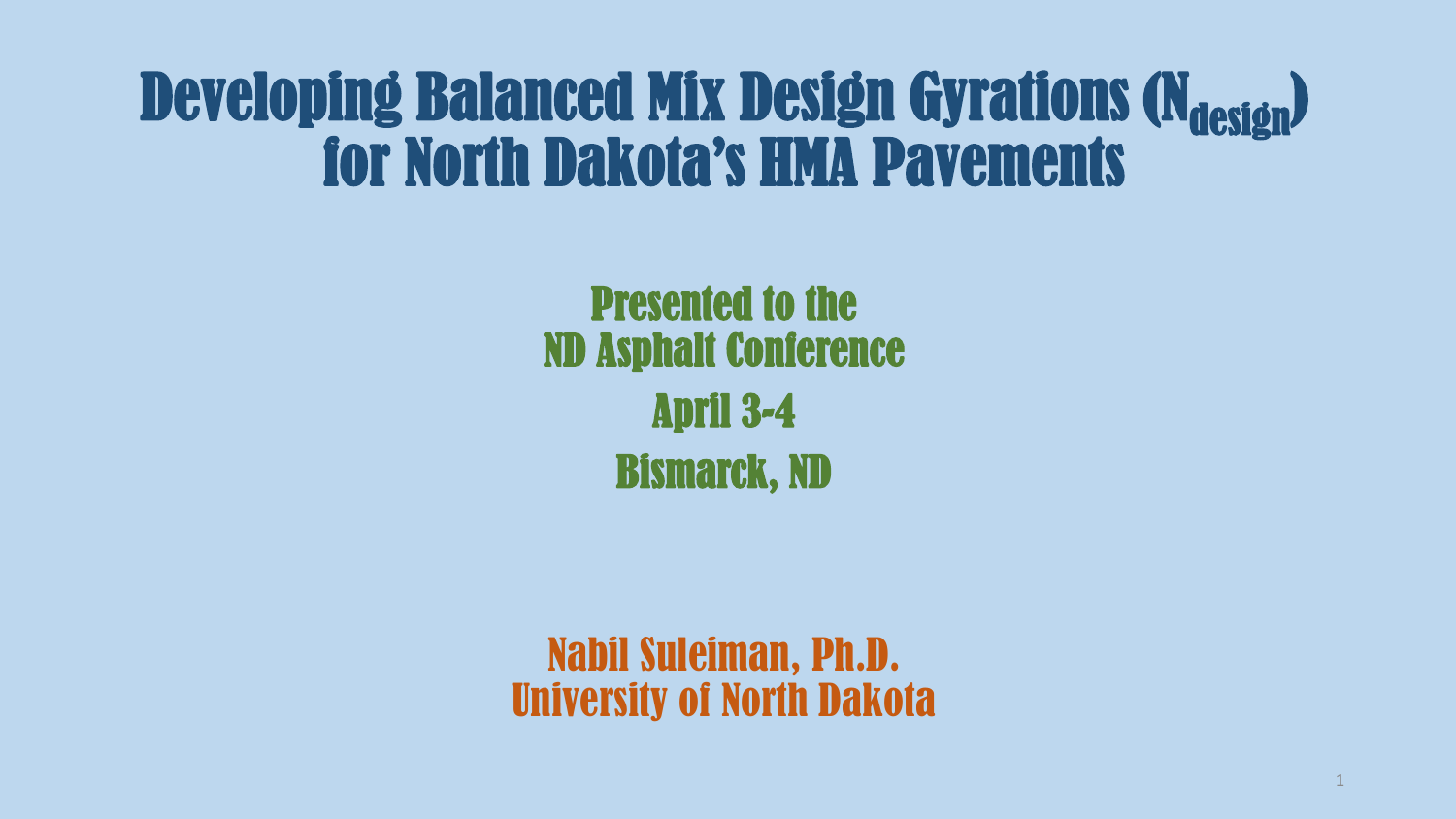# Developing Balanced Mix Design Gyrations ($N_{design}$) for North Dakota's HMA Pavements

Presented to the
ND Asphalt Conference

April 3-4

Bismarck, ND

Nabil Suleiman, Ph.D.
University of North Dakota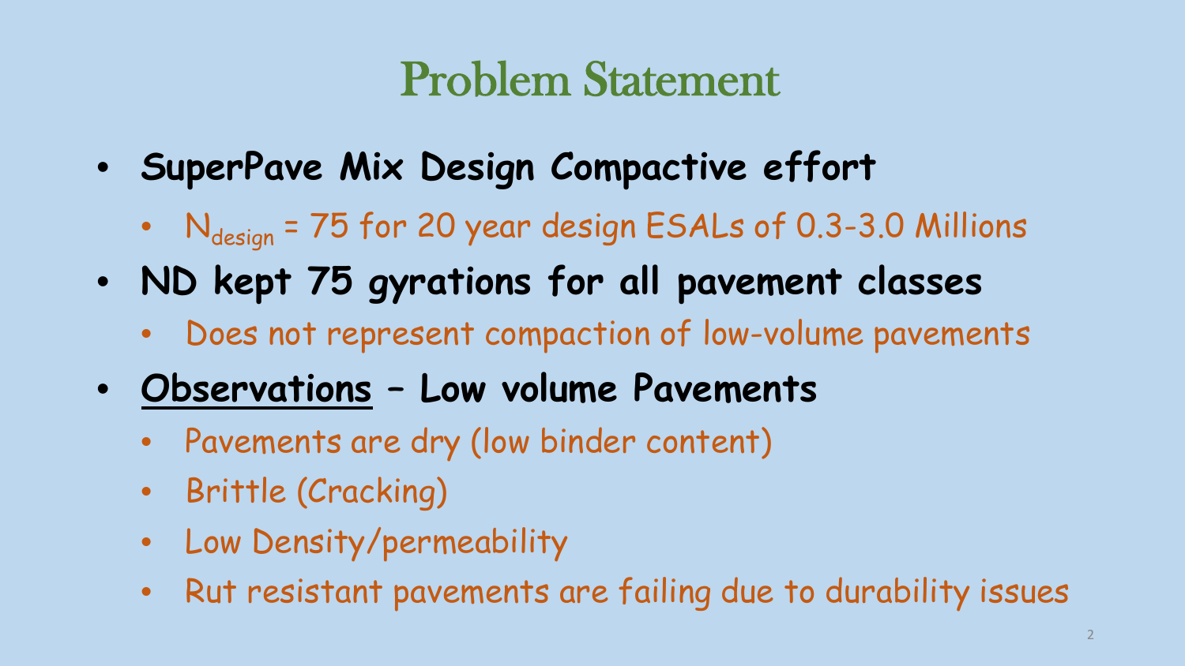# Problem Statement

- **SuperPave Mix Design Compactive effort**
  - $N_{design}$ = 75 for 20 year design ESALs of 0.3-3.0 Millions
- **ND kept 75 gyrations for all pavement classes**
  - Does not represent compaction of low-volume pavements
- **<u>Observations</u> – Low volume Pavements**
  - Pavements are dry (low binder content)
  - Brittle (Cracking)
  - Low Density/permeability
  - Rut resistant pavements are failing due to durability issues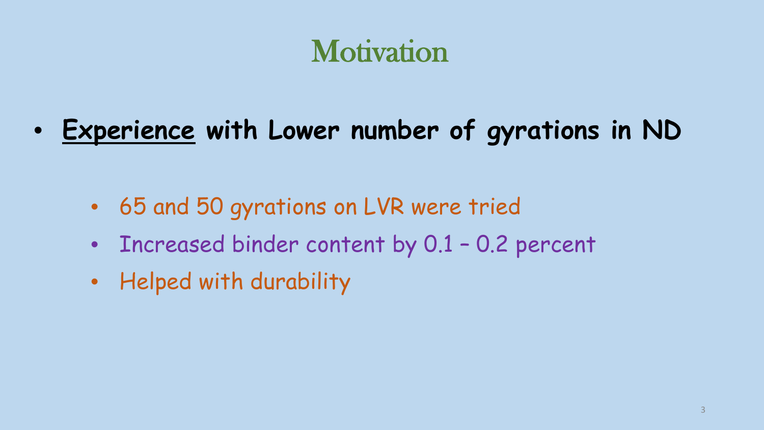# Motivation

- **<u>Experience</u> with Lower number of gyrations in ND**
  - 65 and 50 gyrations on LVR were tried
  - Increased binder content by 0.1 – 0.2 percent
  - Helped with durability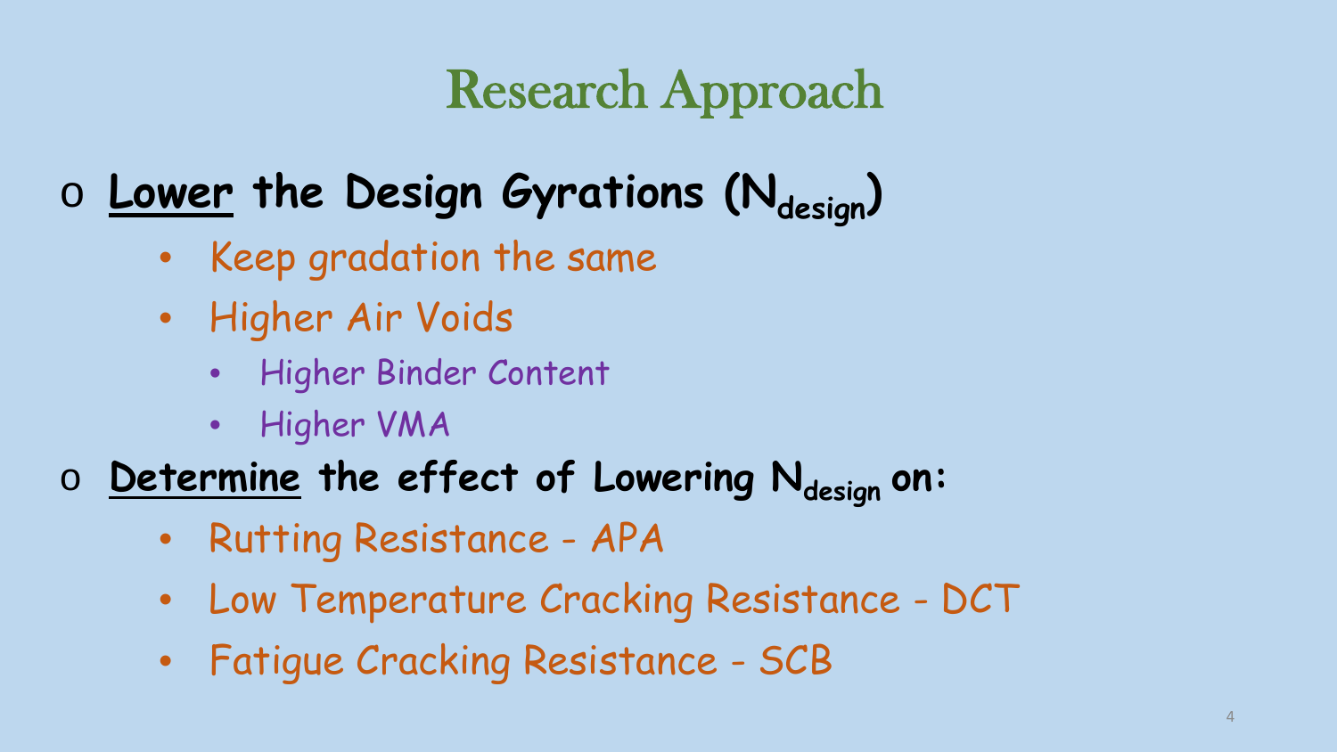# Research Approach

- **<u>Lower</u> the Design Gyrations ($N_{design}$)**
  - Keep gradation the same
  - Higher Air Voids
    - Higher Binder Content
    - Higher VMA
- **<u>Determine</u> the effect of Lowering $N_{design}$ on:**
  - Rutting Resistance - APA
  - Low Temperature Cracking Resistance - DCT
  - Fatigue Cracking Resistance - SCB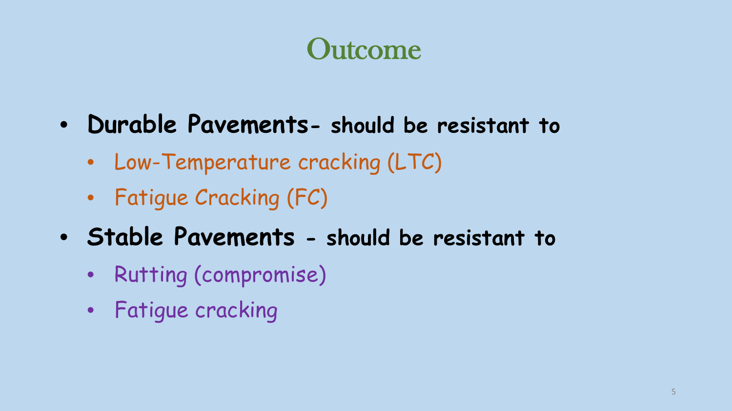# Outcome

- **Durable Pavements- should be resistant to**
  - Low-Temperature cracking (LTC)
  - Fatigue Cracking (FC)
- **Stable Pavements - should be resistant to**
  - Rutting (compromise)
  - Fatigue cracking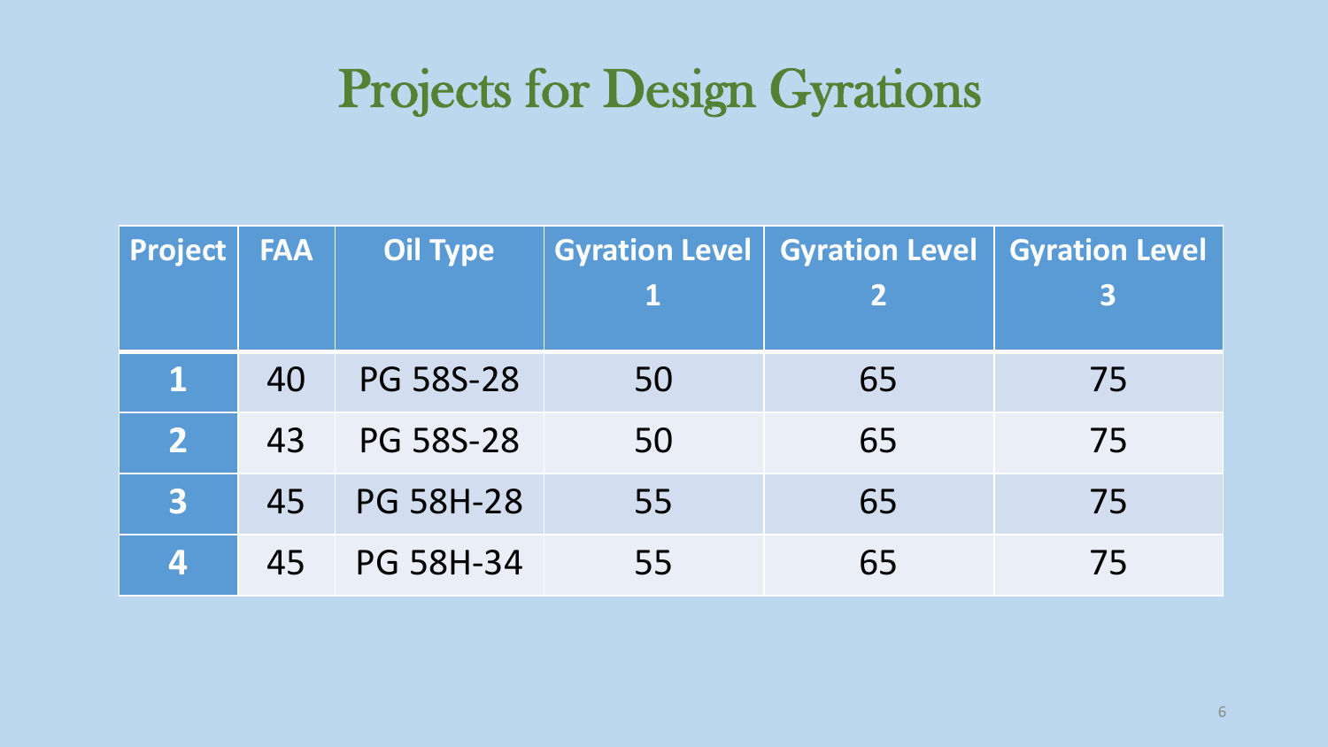# Projects for Design Gyrations

| Project | FAA | Oil Type | Gyration Level 1 | Gyration Level 2 | Gyration Level 3 |
|---|---|---|---|---|---|
| 1 | 40 | PG 58S-28 | 50 | 65 | 75 |
| 2 | 43 | PG 58S-28 | 50 | 65 | 75 |
| 3 | 45 | PG 58H-28 | 55 | 65 | 75 |
| 4 | 45 | PG 58H-34 | 55 | 65 | 75 |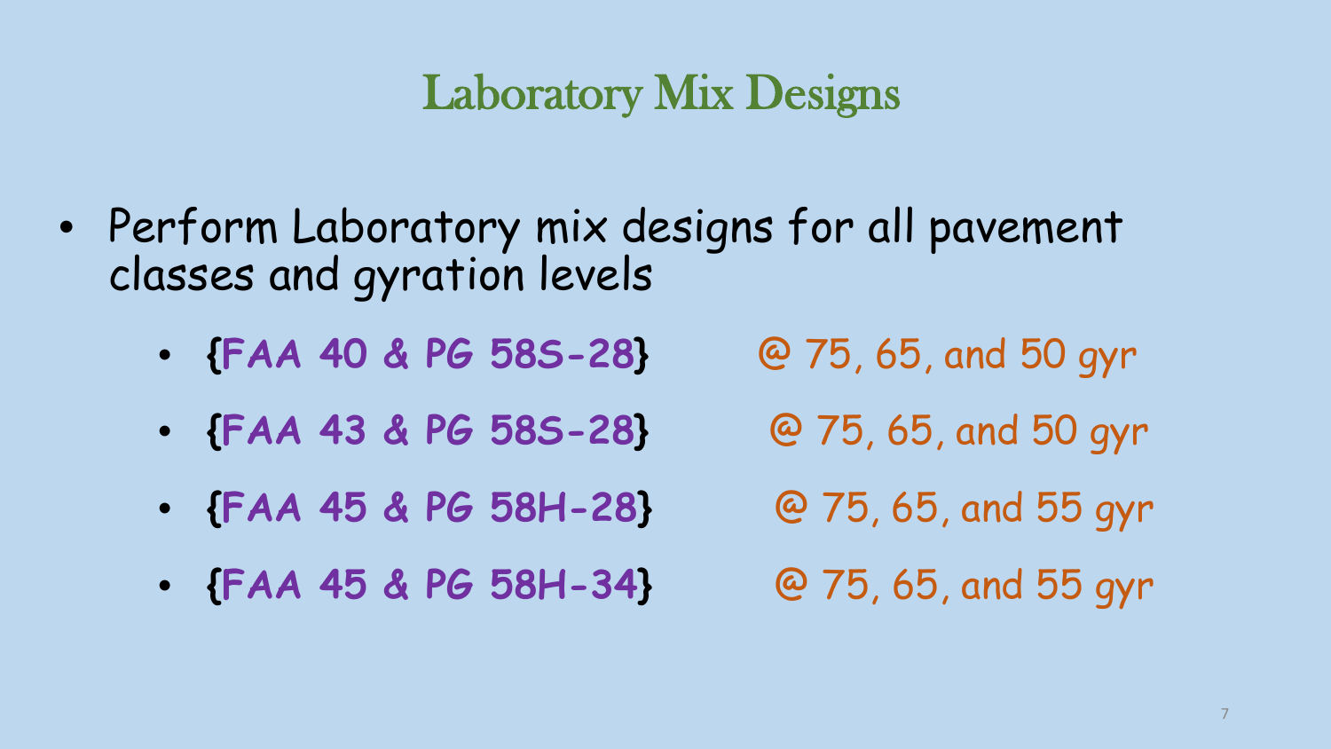# Laboratory Mix Designs

- Perform Laboratory mix designs for all pavement classes and gyration levels
  - **{FAA 40 & PG 58S-28}** @ 75, 65, and 50 gyr
  - **{FAA 43 & PG 58S-28}** @ 75, 65, and 50 gyr
  - **{FAA 45 & PG 58H-28}** @ 75, 65, and 55 gyr
  - **{FAA 45 & PG 58H-34}** @ 75, 65, and 55 gyr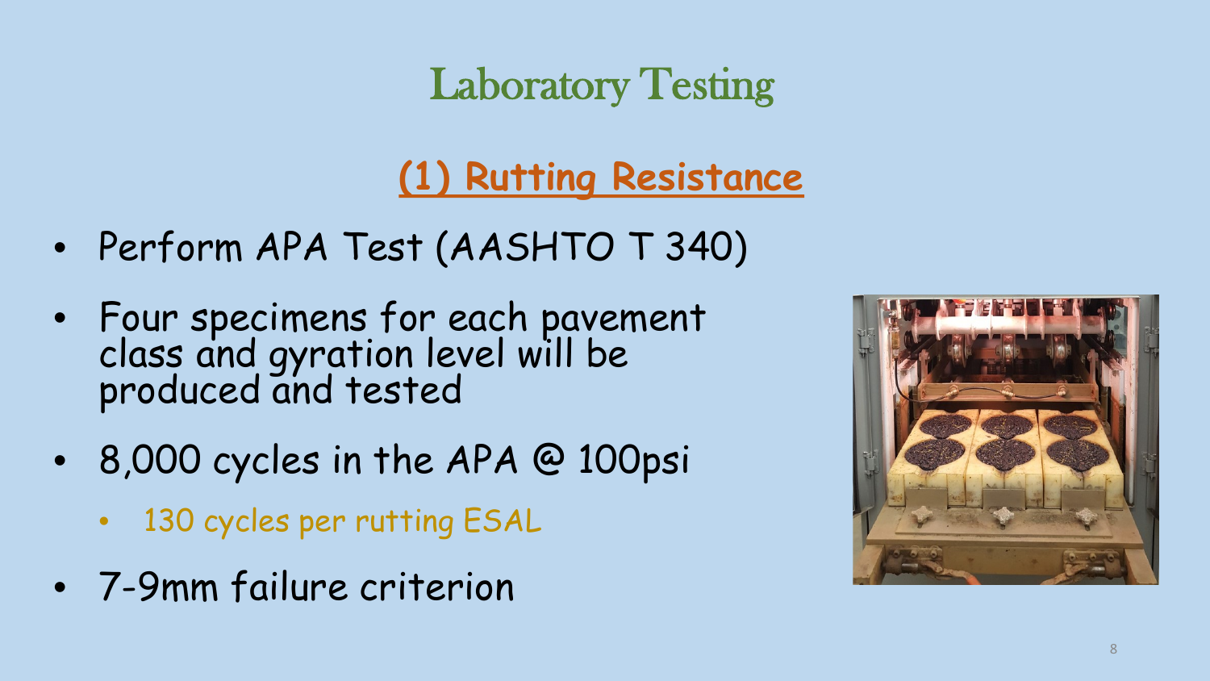# Laboratory Testing

## (1) Rutting Resistance

- Perform APA Test (AASHTO T 340)
- Four specimens for each pavement class and gyration level will be produced and tested
- 8,000 cycles in the APA @ 100psi
  - 130 cycles per rutting ESAL
- 7-9mm failure criterion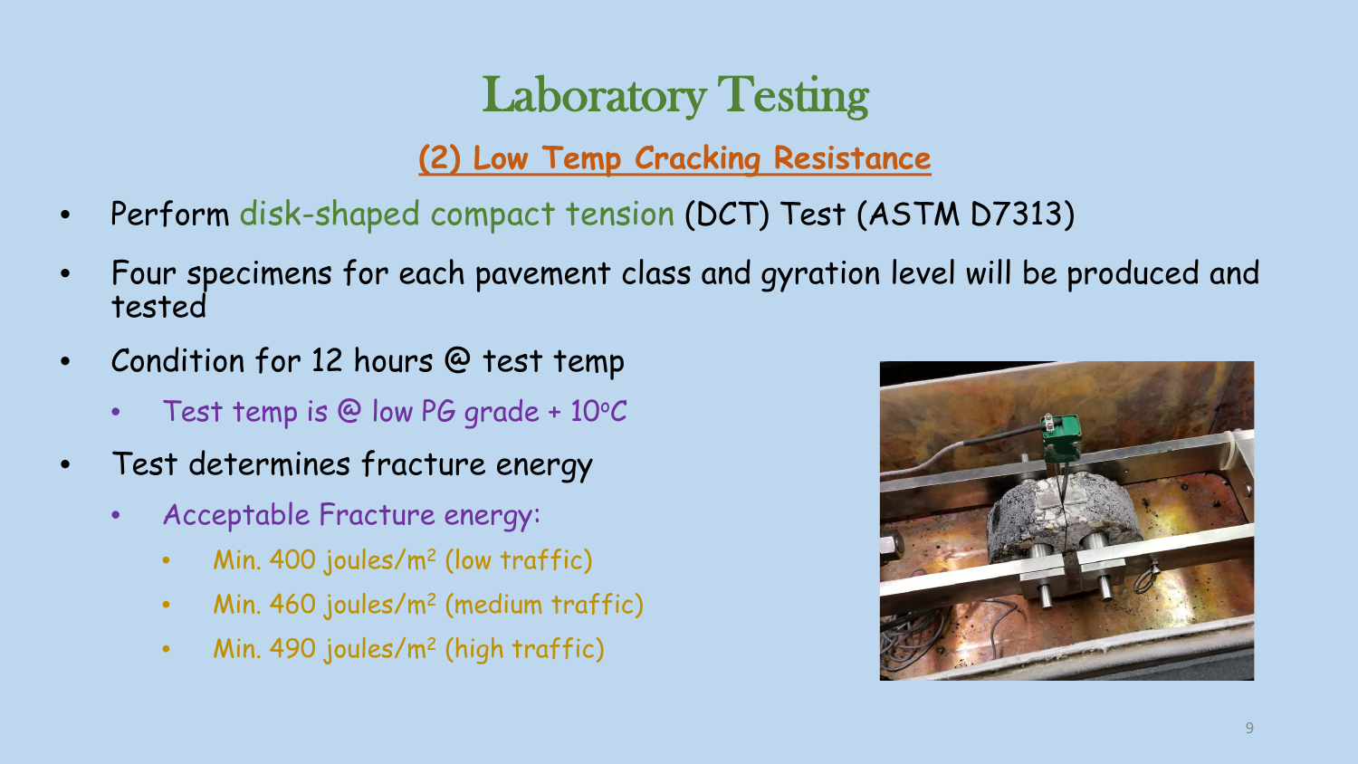# Laboratory Testing

## (2) Low Temp Cracking Resistance

- Perform disk-shaped compact tension (DCT) Test (ASTM D7313)
- Four specimens for each pavement class and gyration level will be produced and tested
- Condition for 12 hours @ test temp
  - Test temp is @ low PG grade + 10°C
- Test determines fracture energy
  - Acceptable Fracture energy:
    - Min. 400 joules/$m^2$ (low traffic)
    - Min. 460 joules/$m^2$ (medium traffic)
    - Min. 490 joules/$m^2$ (high traffic)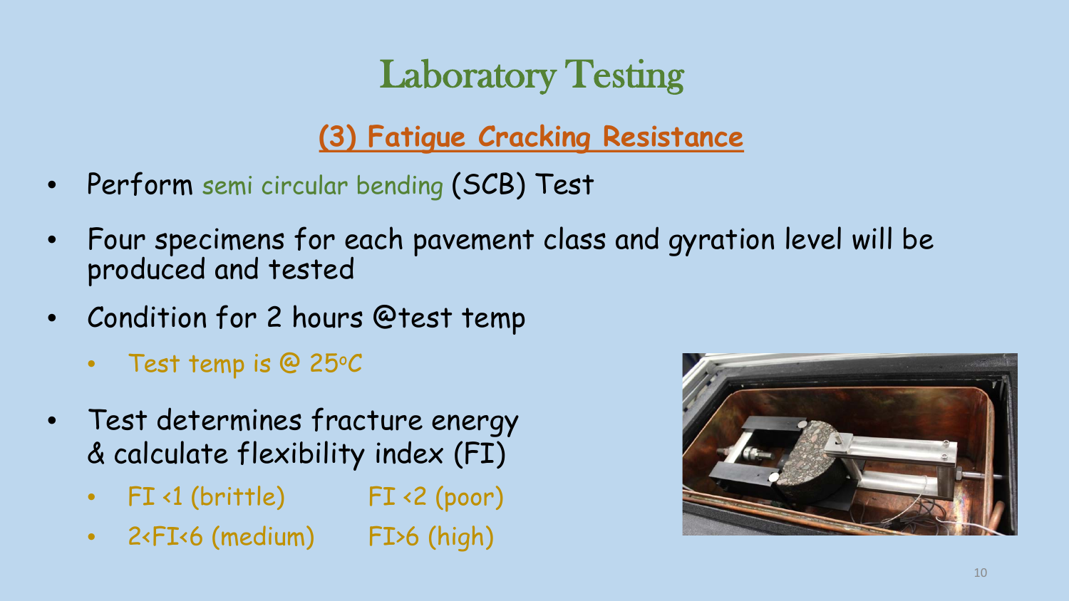# Laboratory Testing

## (3) Fatigue Cracking Resistance

- Perform semi circular bending (SCB) Test
- Four specimens for each pavement class and gyration level will be produced and tested
- Condition for 2 hours @test temp
  - Test temp is @ 25$^{o}$C
- Test determines fracture energy & calculate flexibility index (FI)
  - FI <1 (brittle)　　FI <2 (poor)
  - 2<FI<6 (medium)　　FI>6 (high)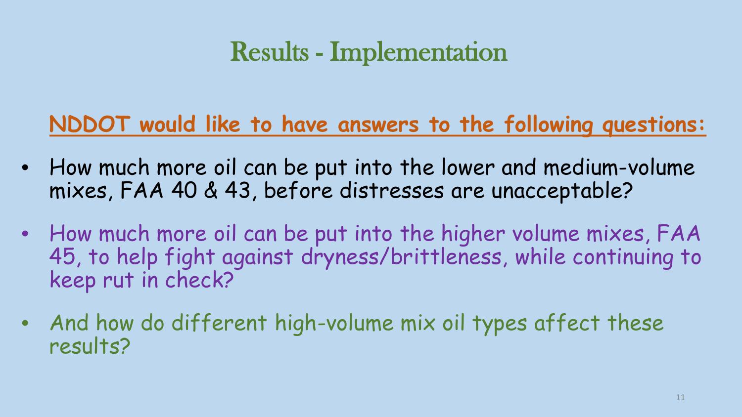# Results - Implementation

**NDDOT would like to have answers to the following questions:**

- How much more oil can be put into the lower and medium-volume mixes, FAA 40 & 43, before distresses are unacceptable?
- How much more oil can be put into the higher volume mixes, FAA 45, to help fight against dryness/brittleness, while continuing to keep rut in check?
- And how do different high-volume mix oil types affect these results?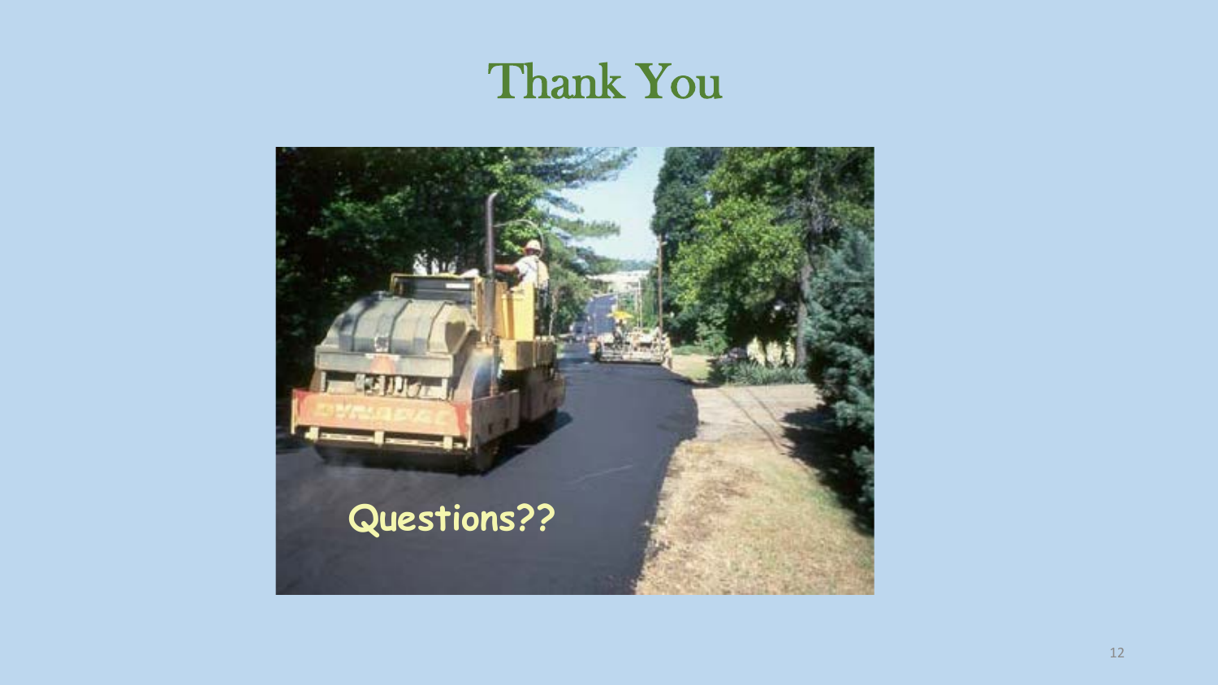# Thank You

Questions??